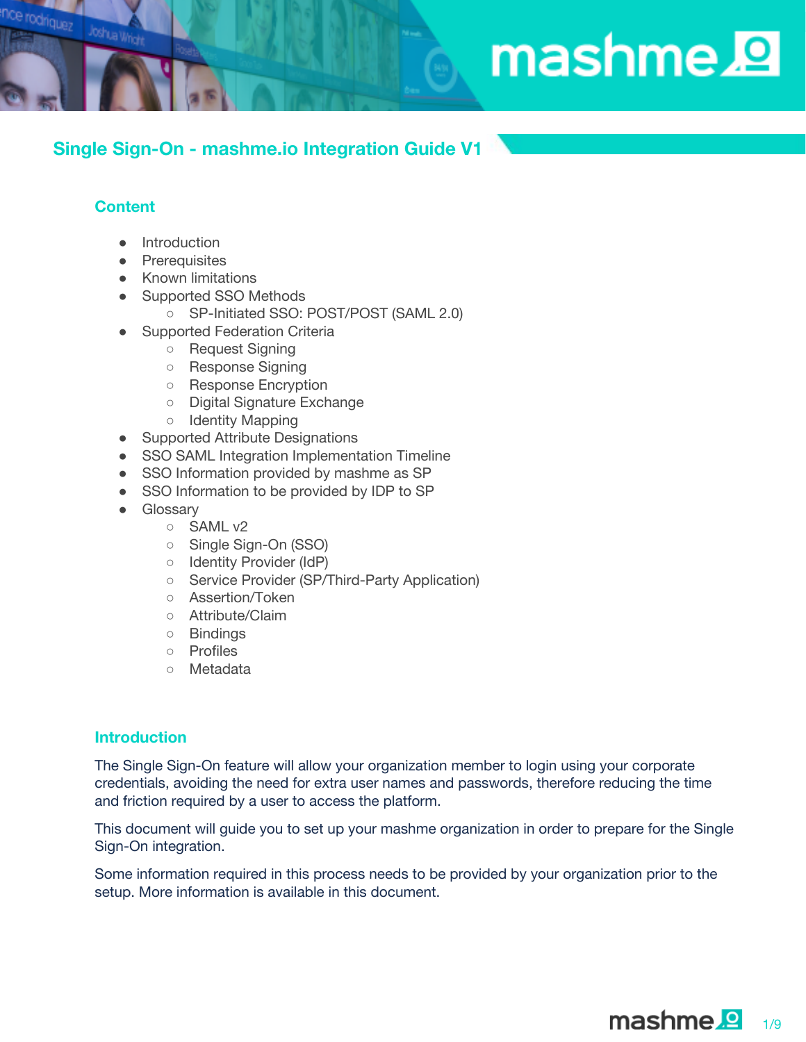# Single Sign-On - mashme.io Integration Guide V1

## Content

- Introduction
- Prerequisites
- Known limitations
- Supported SSO Methods
  - SP-Initiated SSO: POST/POST (SAML 2.0)
- Supported Federation Criteria
  - Request Signing
  - Response Signing
  - Response Encryption
  - Digital Signature Exchange
  - Identity Mapping
- Supported Attribute Designations
- SSO SAML Integration Implementation Timeline
- SSO Information provided by mashme as SP
- SSO Information to be provided by IDP to SP
- Glossary
  - SAML v2
  - Single Sign-On (SSO)
  - Identity Provider (IdP)
  - Service Provider (SP/Third-Party Application)
  - Assertion/Token
  - Attribute/Claim
  - Bindings
  - Profiles
  - Metadata

## Introduction

The Single Sign-On feature will allow your organization member to login using your corporate credentials, avoiding the need for extra user names and passwords, therefore reducing the time and friction required by a user to access the platform.

This document will guide you to set up your mashme organization in order to prepare for the Single Sign-On integration.

Some information required in this process needs to be provided by your organization prior to the setup. More information is available in this document.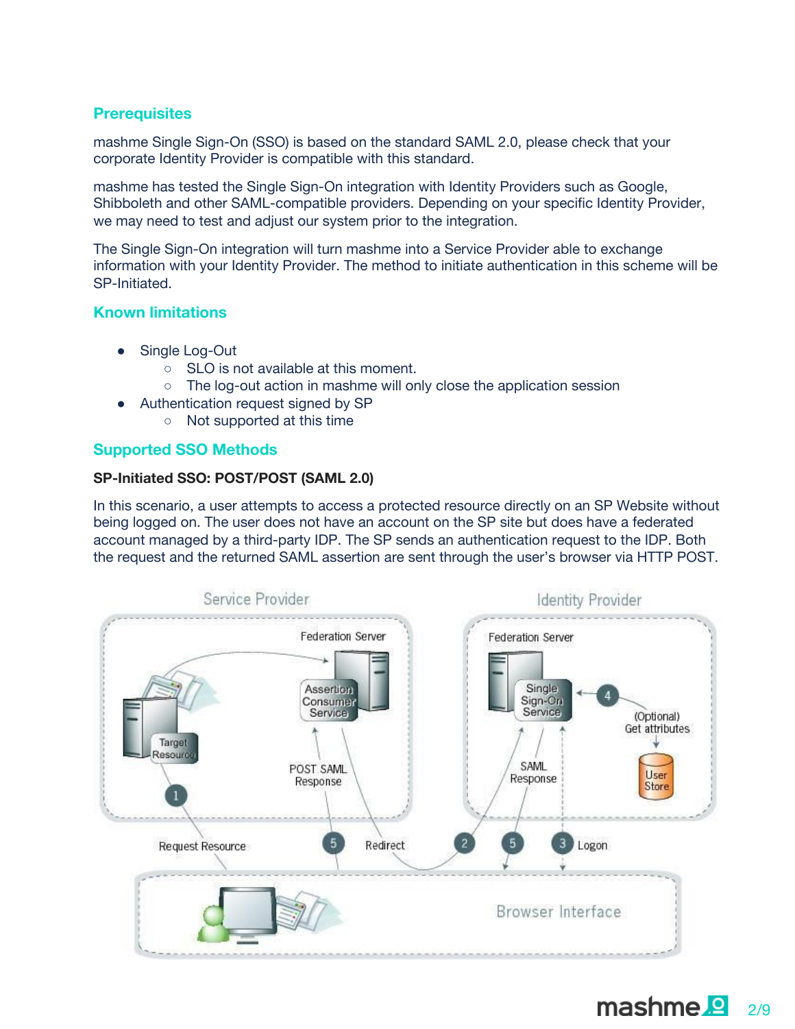## Prerequisites

mashme Single Sign-On (SSO) is based on the standard SAML 2.0, please check that your corporate Identity Provider is compatible with this standard.

mashme has tested the Single Sign-On integration with Identity Providers such as Google, Shibboleth and other SAML-compatible providers. Depending on your specific Identity Provider, we may need to test and adjust our system prior to the integration.

The Single Sign-On integration will turn mashme into a Service Provider able to exchange information with your Identity Provider. The method to initiate authentication in this scheme will be SP-Initiated.

## Known limitations

- Single Log-Out
  - SLO is not available at this moment.
  - The log-out action in mashme will only close the application session
- Authentication request signed by SP
  - Not supported at this time

## Supported SSO Methods

**SP-Initiated SSO: POST/POST (SAML 2.0)**

In this scenario, a user attempts to access a protected resource directly on an SP Website without being logged on. The user does not have an account on the SP site but does have a federated account managed by a third-party IDP. The SP sends an authentication request to the IDP. Both the request and the returned SAML assertion are sent through the user's browser via HTTP POST.

Service Provider — Identity Provider

Federation Server — Federation Server

Assertion Consumer Service — Single Sign-On Service

Target Resource — (Optional) Get attributes — User Store

1 Request Resource — POST SAML Response — 5 — Redirect — 2 — SAML Response — 5 — 3 Logon — 4

Browser Interface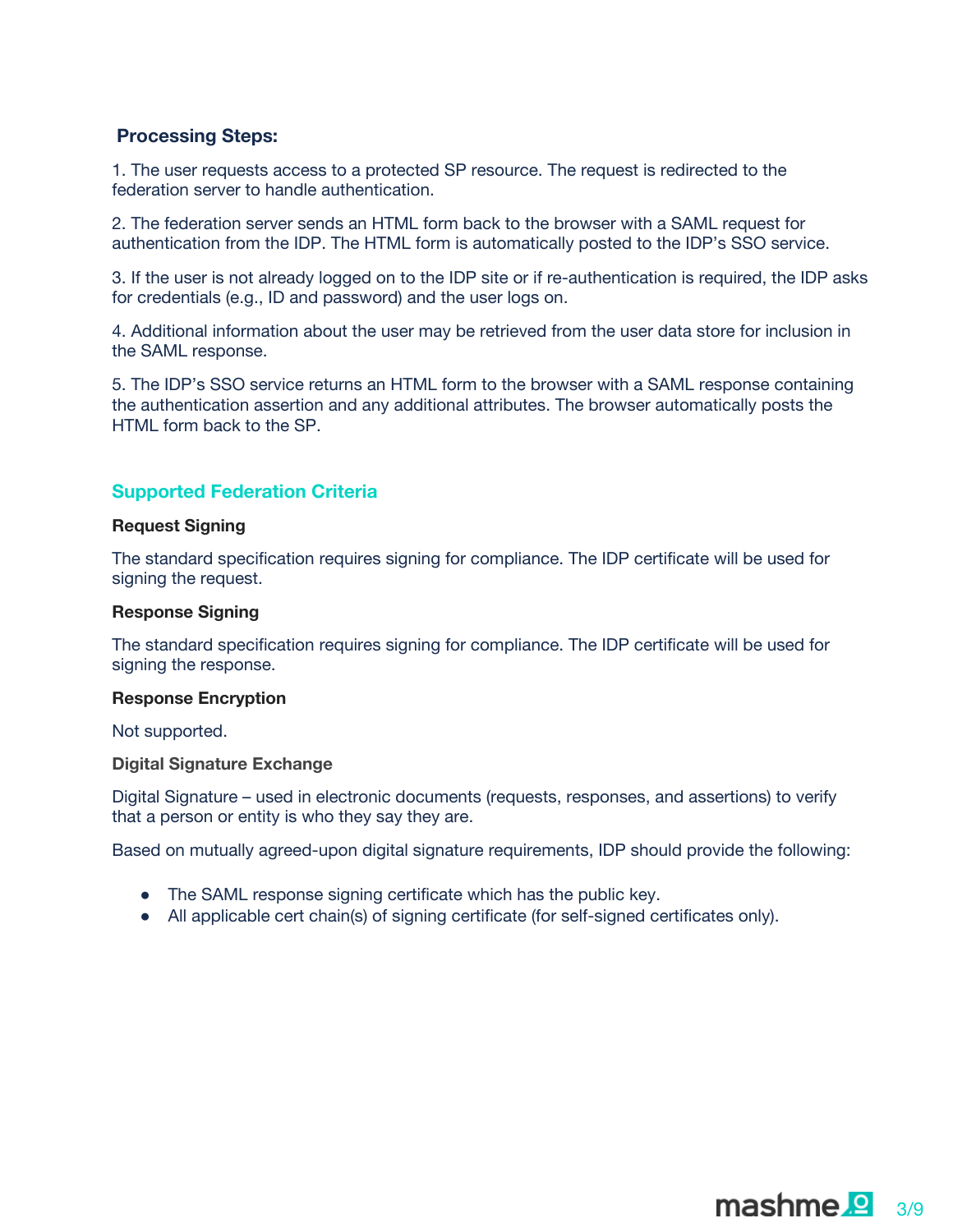**Processing Steps:**

1. The user requests access to a protected SP resource. The request is redirected to the federation server to handle authentication.

2. The federation server sends an HTML form back to the browser with a SAML request for authentication from the IDP. The HTML form is automatically posted to the IDP's SSO service.

3. If the user is not already logged on to the IDP site or if re-authentication is required, the IDP asks for credentials (e.g., ID and password) and the user logs on.

4. Additional information about the user may be retrieved from the user data store for inclusion in the SAML response.

5. The IDP's SSO service returns an HTML form to the browser with a SAML response containing the authentication assertion and any additional attributes. The browser automatically posts the HTML form back to the SP.

## Supported Federation Criteria

**Request Signing**

The standard specification requires signing for compliance. The IDP certificate will be used for signing the request.

**Response Signing**

The standard specification requires signing for compliance. The IDP certificate will be used for signing the response.

**Response Encryption**

Not supported.

**Digital Signature Exchange**

Digital Signature – used in electronic documents (requests, responses, and assertions) to verify that a person or entity is who they say they are.

Based on mutually agreed-upon digital signature requirements, IDP should provide the following:

- The SAML response signing certificate which has the public key.
- All applicable cert chain(s) of signing certificate (for self-signed certificates only).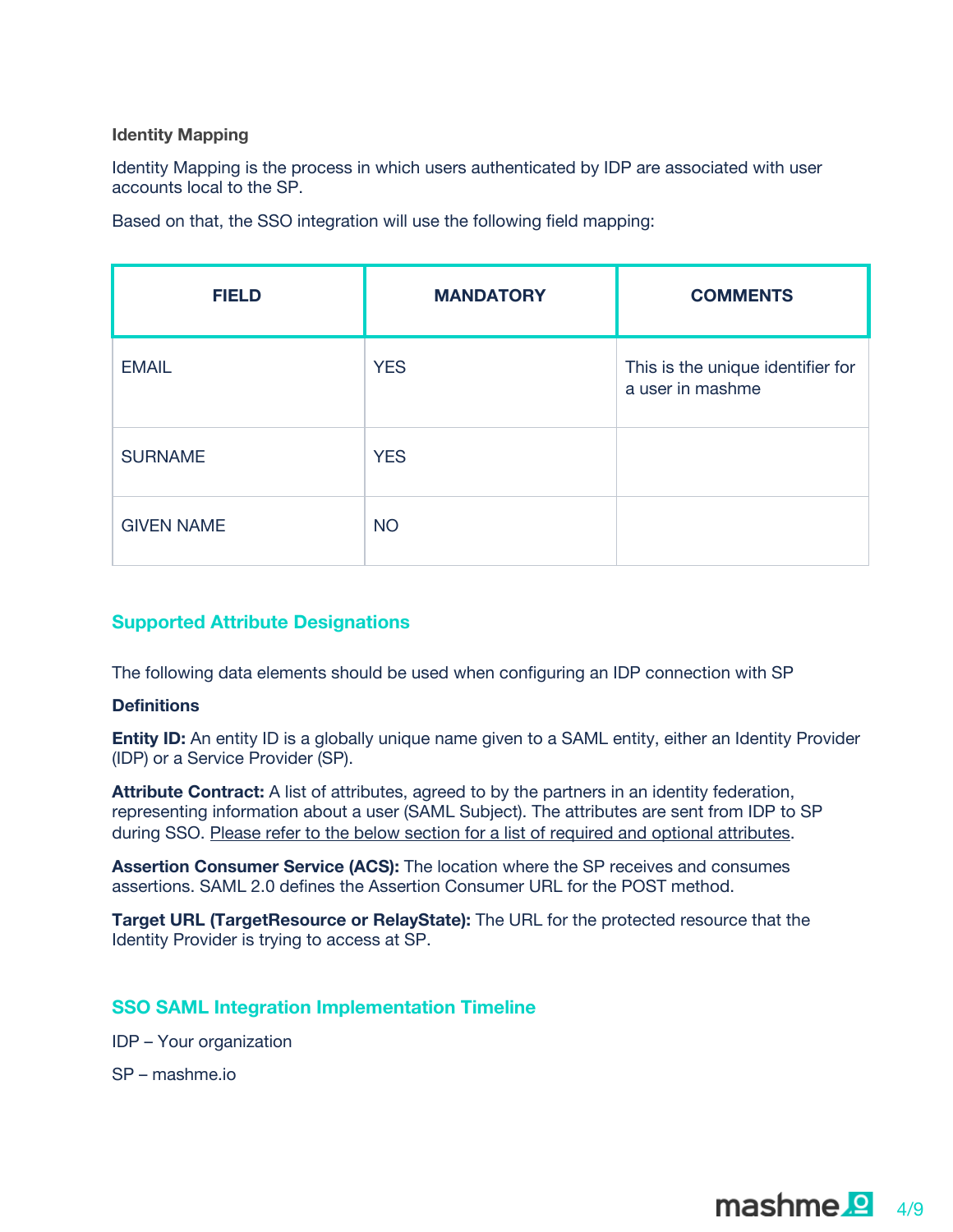**Identity Mapping**

Identity Mapping is the process in which users authenticated by IDP are associated with user accounts local to the SP.

Based on that, the SSO integration will use the following field mapping:

| FIELD | MANDATORY | COMMENTS |
|---|---|---|
| EMAIL | YES | This is the unique identifier for a user in mashme |
| SURNAME | YES | |
| GIVEN NAME | NO | |

## Supported Attribute Designations

The following data elements should be used when configuring an IDP connection with SP

**Definitions**

**Entity ID:** An entity ID is a globally unique name given to a SAML entity, either an Identity Provider (IDP) or a Service Provider (SP).

**Attribute Contract:** A list of attributes, agreed to by the partners in an identity federation, representing information about a user (SAML Subject). The attributes are sent from IDP to SP during SSO. Please refer to the below section for a list of required and optional attributes.

**Assertion Consumer Service (ACS):** The location where the SP receives and consumes assertions. SAML 2.0 defines the Assertion Consumer URL for the POST method.

**Target URL (TargetResource or RelayState):** The URL for the protected resource that the Identity Provider is trying to access at SP.

## SSO SAML Integration Implementation Timeline

IDP – Your organization

SP – mashme.io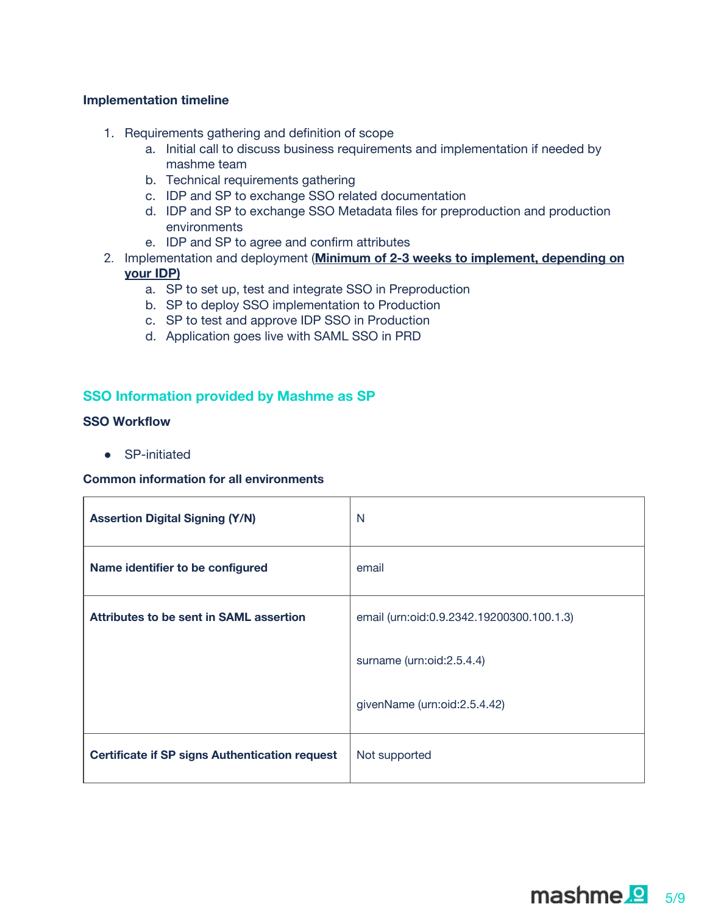**Implementation timeline**

1. Requirements gathering and definition of scope
   a. Initial call to discuss business requirements and implementation if needed by mashme team
   b. Technical requirements gathering
   c. IDP and SP to exchange SSO related documentation
   d. IDP and SP to exchange SSO Metadata files for preproduction and production environments
   e. IDP and SP to agree and confirm attributes
2. Implementation and deployment (**Minimum of 2-3 weeks to implement, depending on your IDP)**
   a. SP to set up, test and integrate SSO in Preproduction
   b. SP to deploy SSO implementation to Production
   c. SP to test and approve IDP SSO in Production
   d. Application goes live with SAML SSO in PRD

## SSO Information provided by Mashme as SP

**SSO Workflow**

- SP-initiated

**Common information for all environments**

| | |
|---|---|
| **Assertion Digital Signing (Y/N)** | N |
| **Name identifier to be configured** | email |
| **Attributes to be sent in SAML assertion** | email (urn:oid:0.9.2342.19200300.100.1.3)<br><br>surname (urn:oid:2.5.4.4)<br><br>givenName (urn:oid:2.5.4.42) |
| **Certificate if SP signs Authentication request** | Not supported |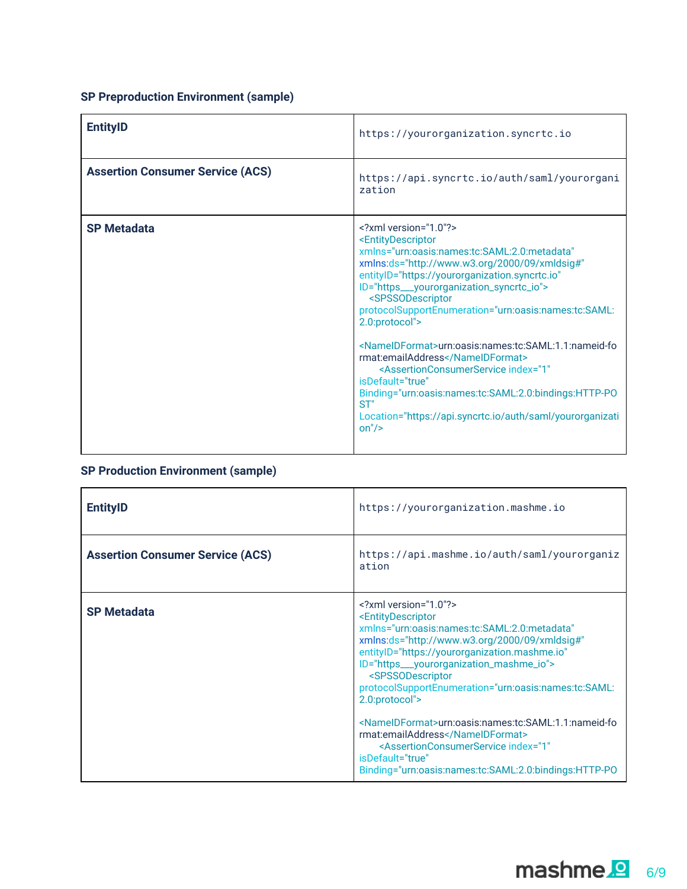### SP Preproduction Environment (sample)

| | |
|---|---|
| **EntityID** | `https://yourorganization.syncrtc.io` |
| **Assertion Consumer Service (ACS)** | `https://api.syncrtc.io/auth/saml/yourorganization` |
| **SP Metadata** | `<?xml version="1.0"?>` `<EntityDescriptor xmlns="urn:oasis:names:tc:SAML:2.0:metadata" xmlns:ds="http://www.w3.org/2000/09/xmldsig#" entityID="https://yourorganization.syncrtc.io" ID="https___yourorganization_syncrtc_io">` `<SPSSODescriptor protocolSupportEnumeration="urn:oasis:names:tc:SAML:2.0:protocol">` `<NameIDFormat>urn:oasis:names:tc:SAML:1.1:nameid-format:emailAddress</NameIDFormat>` `<AssertionConsumerService index="1" isDefault="true" Binding="urn:oasis:names:tc:SAML:2.0:bindings:HTTP-POST" Location="https://api.syncrtc.io/auth/saml/yourorganization"/>` |

### SP Production Environment (sample)

| | |
|---|---|
| **EntityID** | `https://yourorganization.mashme.io` |
| **Assertion Consumer Service (ACS)** | `https://api.mashme.io/auth/saml/yourorganization` |
| **SP Metadata** | `<?xml version="1.0"?>` `<EntityDescriptor xmlns="urn:oasis:names:tc:SAML:2.0:metadata" xmlns:ds="http://www.w3.org/2000/09/xmldsig#" entityID="https://yourorganization.mashme.io" ID="https___yourorganization_mashme_io">` `<SPSSODescriptor protocolSupportEnumeration="urn:oasis:names:tc:SAML:2.0:protocol">` `<NameIDFormat>urn:oasis:names:tc:SAML:1.1:nameid-format:emailAddress</NameIDFormat>` `<AssertionConsumerService index="1" isDefault="true" Binding="urn:oasis:names:tc:SAML:2.0:bindings:HTTP-PO` |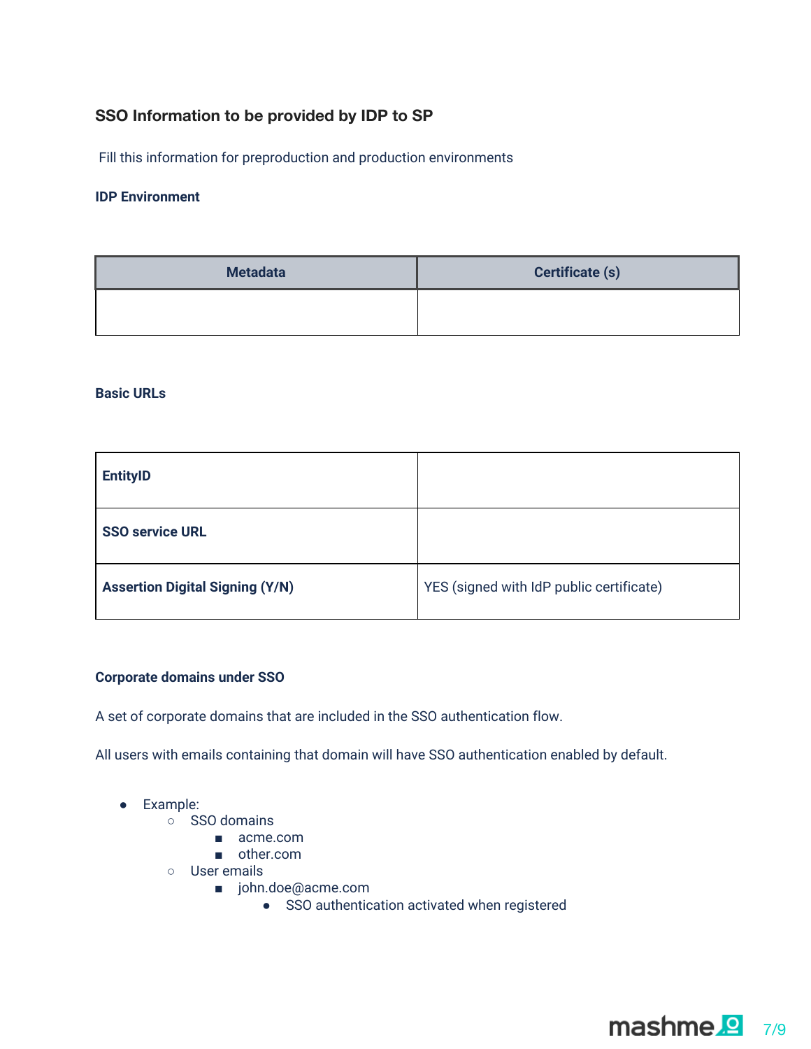### SSO Information to be provided by IDP to SP

Fill this information for preproduction and production environments

**IDP Environment**

| Metadata | Certificate (s) |
| --- | --- |
| | |

**Basic URLs**

| | |
| --- | --- |
| **EntityID** | |
| **SSO service URL** | |
| **Assertion Digital Signing (Y/N)** | YES (signed with IdP public certificate) |

**Corporate domains under SSO**

A set of corporate domains that are included in the SSO authentication flow.

All users with emails containing that domain will have SSO authentication enabled by default.

- Example:
  - SSO domains
    - acme.com
    - other.com
  - User emails
    - john.doe@acme.com
      - SSO authentication activated when registered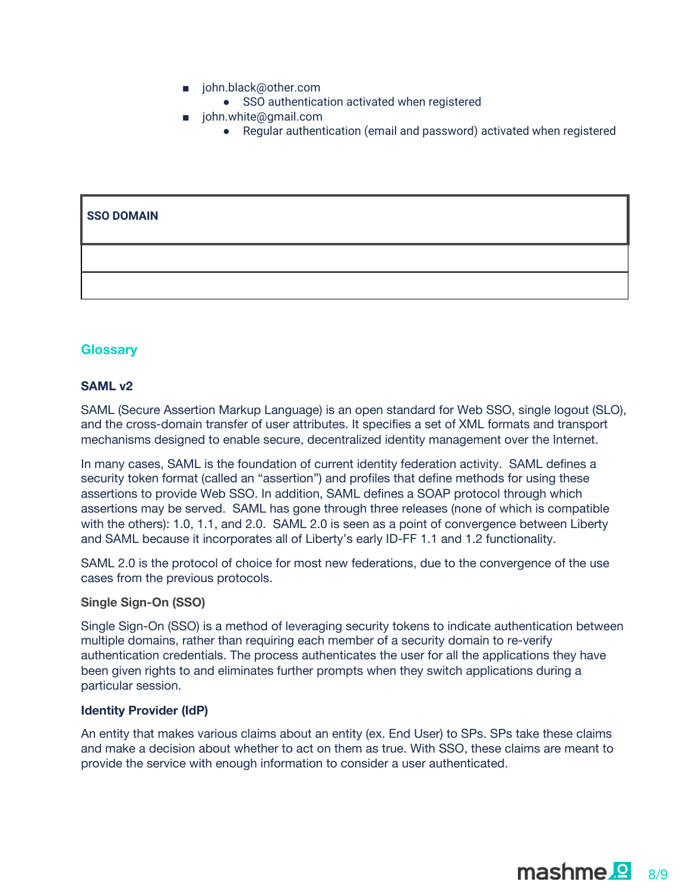- john.black@other.com
  - SSO authentication activated when registered
- john.white@gmail.com
  - Regular authentication (email and password) activated when registered

| SSO DOMAIN |
| --- |
| |
| |

## Glossary

### SAML v2

SAML (Secure Assertion Markup Language) is an open standard for Web SSO, single logout (SLO), and the cross-domain transfer of user attributes. It specifies a set of XML formats and transport mechanisms designed to enable secure, decentralized identity management over the Internet.

In many cases, SAML is the foundation of current identity federation activity. SAML defines a security token format (called an "assertion") and profiles that define methods for using these assertions to provide Web SSO. In addition, SAML defines a SOAP protocol through which assertions may be served. SAML has gone through three releases (none of which is compatible with the others): 1.0, 1.1, and 2.0. SAML 2.0 is seen as a point of convergence between Liberty and SAML because it incorporates all of Liberty's early ID-FF 1.1 and 1.2 functionality.

SAML 2.0 is the protocol of choice for most new federations, due to the convergence of the use cases from the previous protocols.

### Single Sign-On (SSO)

Single Sign-On (SSO) is a method of leveraging security tokens to indicate authentication between multiple domains, rather than requiring each member of a security domain to re-verify authentication credentials. The process authenticates the user for all the applications they have been given rights to and eliminates further prompts when they switch applications during a particular session.

### Identity Provider (IdP)

An entity that makes various claims about an entity (ex. End User) to SPs. SPs take these claims and make a decision about whether to act on them as true. With SSO, these claims are meant to provide the service with enough information to consider a user authenticated.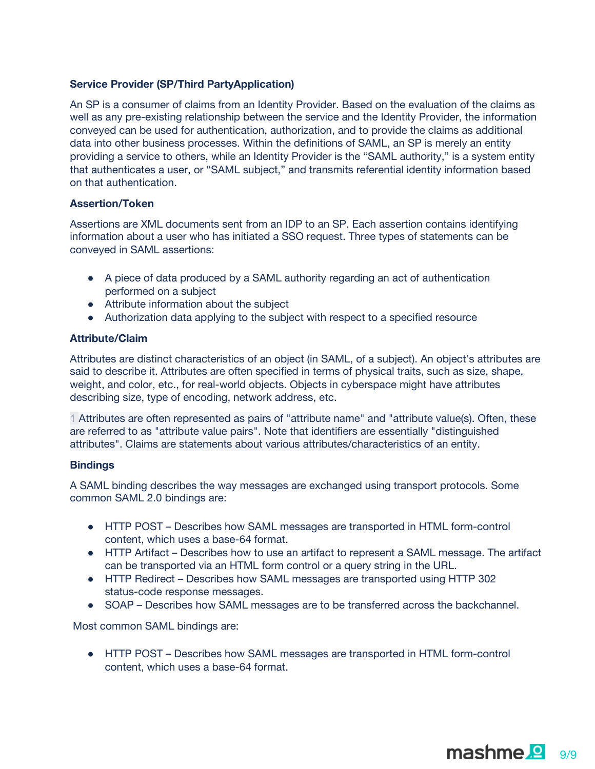**Service Provider (SP/Third PartyApplication)**

An SP is a consumer of claims from an Identity Provider. Based on the evaluation of the claims as well as any pre-existing relationship between the service and the Identity Provider, the information conveyed can be used for authentication, authorization, and to provide the claims as additional data into other business processes. Within the definitions of SAML, an SP is merely an entity providing a service to others, while an Identity Provider is the "SAML authority," is a system entity that authenticates a user, or "SAML subject," and transmits referential identity information based on that authentication.

**Assertion/Token**

Assertions are XML documents sent from an IDP to an SP. Each assertion contains identifying information about a user who has initiated a SSO request. Three types of statements can be conveyed in SAML assertions:

- A piece of data produced by a SAML authority regarding an act of authentication performed on a subject
- Attribute information about the subject
- Authorization data applying to the subject with respect to a specified resource

**Attribute/Claim**

Attributes are distinct characteristics of an object (in SAML, of a subject). An object's attributes are said to describe it. Attributes are often specified in terms of physical traits, such as size, shape, weight, and color, etc., for real-world objects. Objects in cyberspace might have attributes describing size, type of encoding, network address, etc.

1 Attributes are often represented as pairs of "attribute name" and "attribute value(s). Often, these are referred to as "attribute value pairs". Note that identifiers are essentially "distinguished attributes". Claims are statements about various attributes/characteristics of an entity.

**Bindings**

A SAML binding describes the way messages are exchanged using transport protocols. Some common SAML 2.0 bindings are:

- HTTP POST – Describes how SAML messages are transported in HTML form-control content, which uses a base-64 format.
- HTTP Artifact – Describes how to use an artifact to represent a SAML message. The artifact can be transported via an HTML form control or a query string in the URL.
- HTTP Redirect – Describes how SAML messages are transported using HTTP 302 status-code response messages.
- SOAP – Describes how SAML messages are to be transferred across the backchannel.

Most common SAML bindings are:

- HTTP POST – Describes how SAML messages are transported in HTML form-control content, which uses a base-64 format.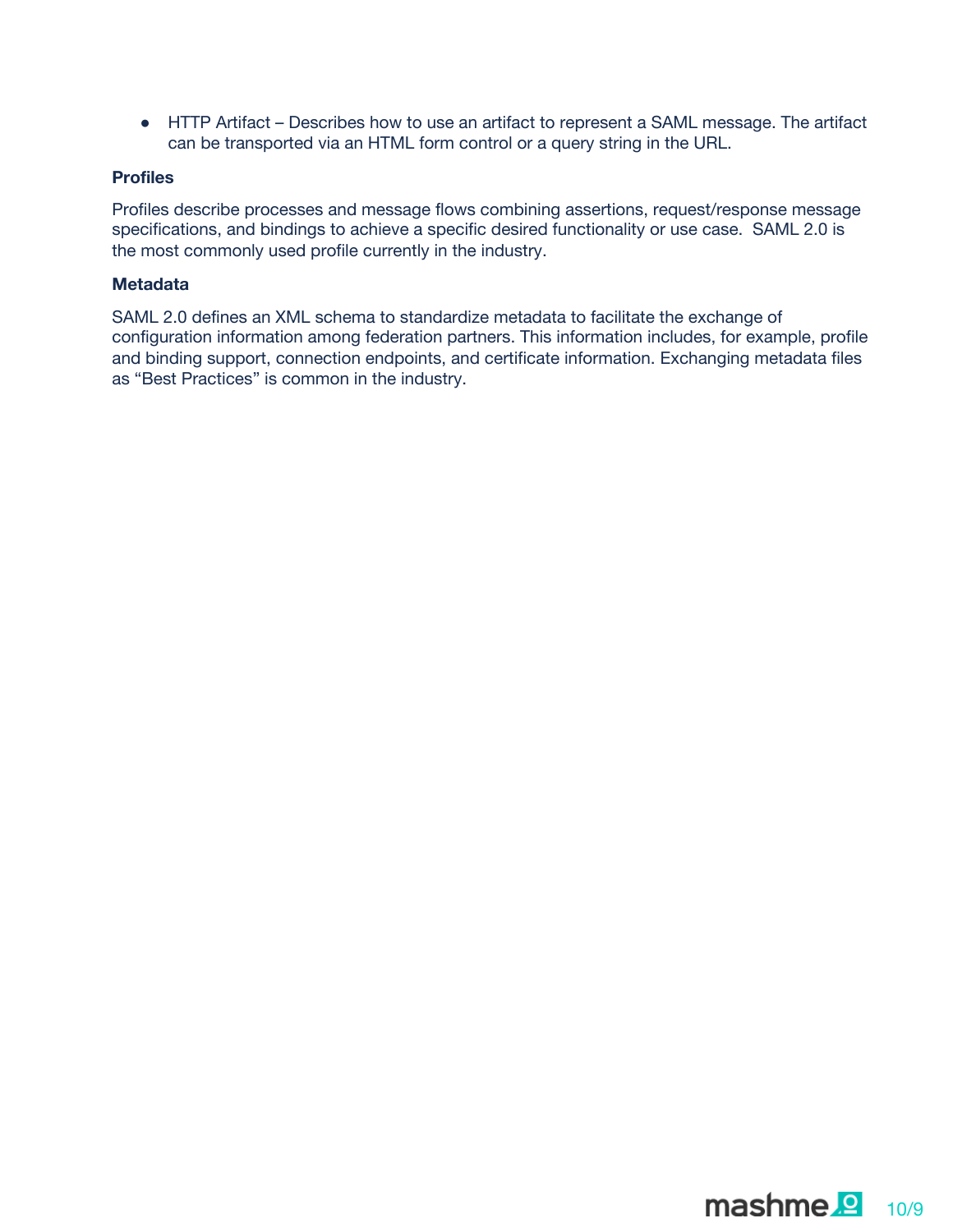- HTTP Artifact – Describes how to use an artifact to represent a SAML message. The artifact can be transported via an HTML form control or a query string in the URL.

**Profiles**

Profiles describe processes and message flows combining assertions, request/response message specifications, and bindings to achieve a specific desired functionality or use case.  SAML 2.0 is the most commonly used profile currently in the industry.

**Metadata**

SAML 2.0 defines an XML schema to standardize metadata to facilitate the exchange of configuration information among federation partners. This information includes, for example, profile and binding support, connection endpoints, and certificate information. Exchanging metadata files as “Best Practices” is common in the industry.